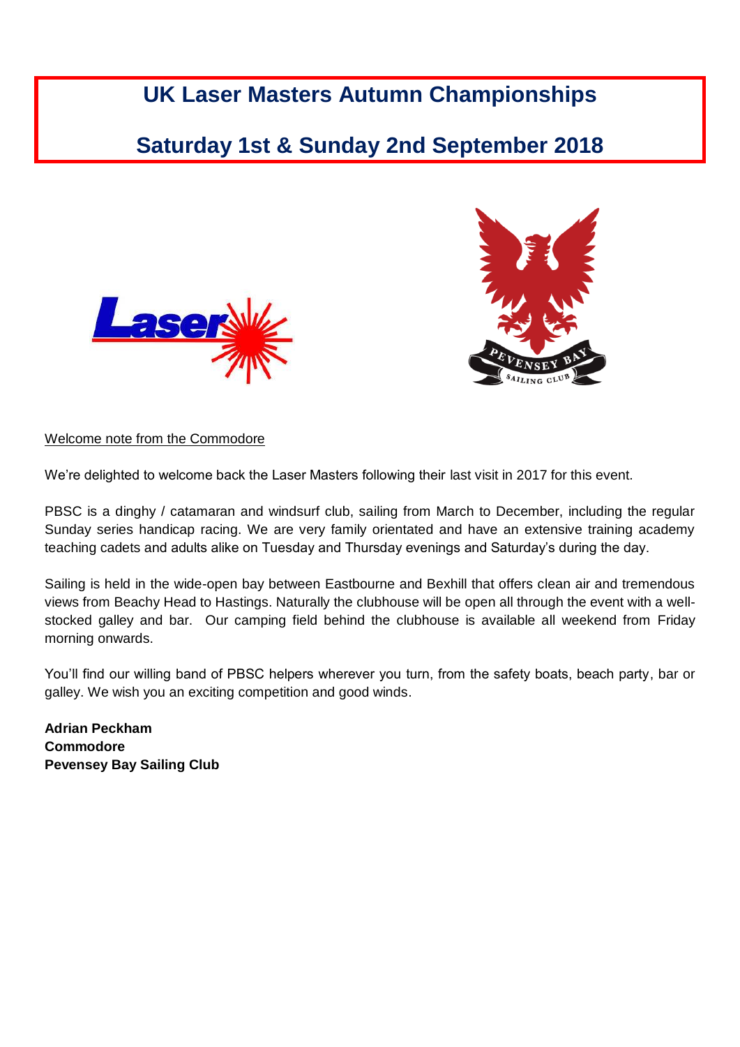# UK Laser Masters Autumn Championships

## Saturday 1st & Sunday 2nd September 2018

Welcome note from the Commodore

We're delighted to welcome back the Laser Masters following their last visit in 2017 for this event.

PBSC is a dinghy / catamaran and windsurf club, sailing from March to December, including the regular Sunday series handicap racing. We are very family orientated and have an extensive training academy teaching cadets and adults alike on Tuesday and Thursday evenings and Saturday's during the day.

Sailing is held in the wide-open bay between Eastbourne and Bexhill that offers clean air and tremendous views from Beachy Head to Hastings. Naturally the clubhouse will be open all through the event with a well-stocked galley and bar. Our camping field behind the clubhouse is available all weekend from Friday morning onwards.

You'll find our willing band of PBSC helpers wherever you turn, from the safety boats, beach party, bar or galley. We wish you an exciting competition and good winds.

**Adrian Peckham**
**Commodore**
**Pevensey Bay Sailing Club**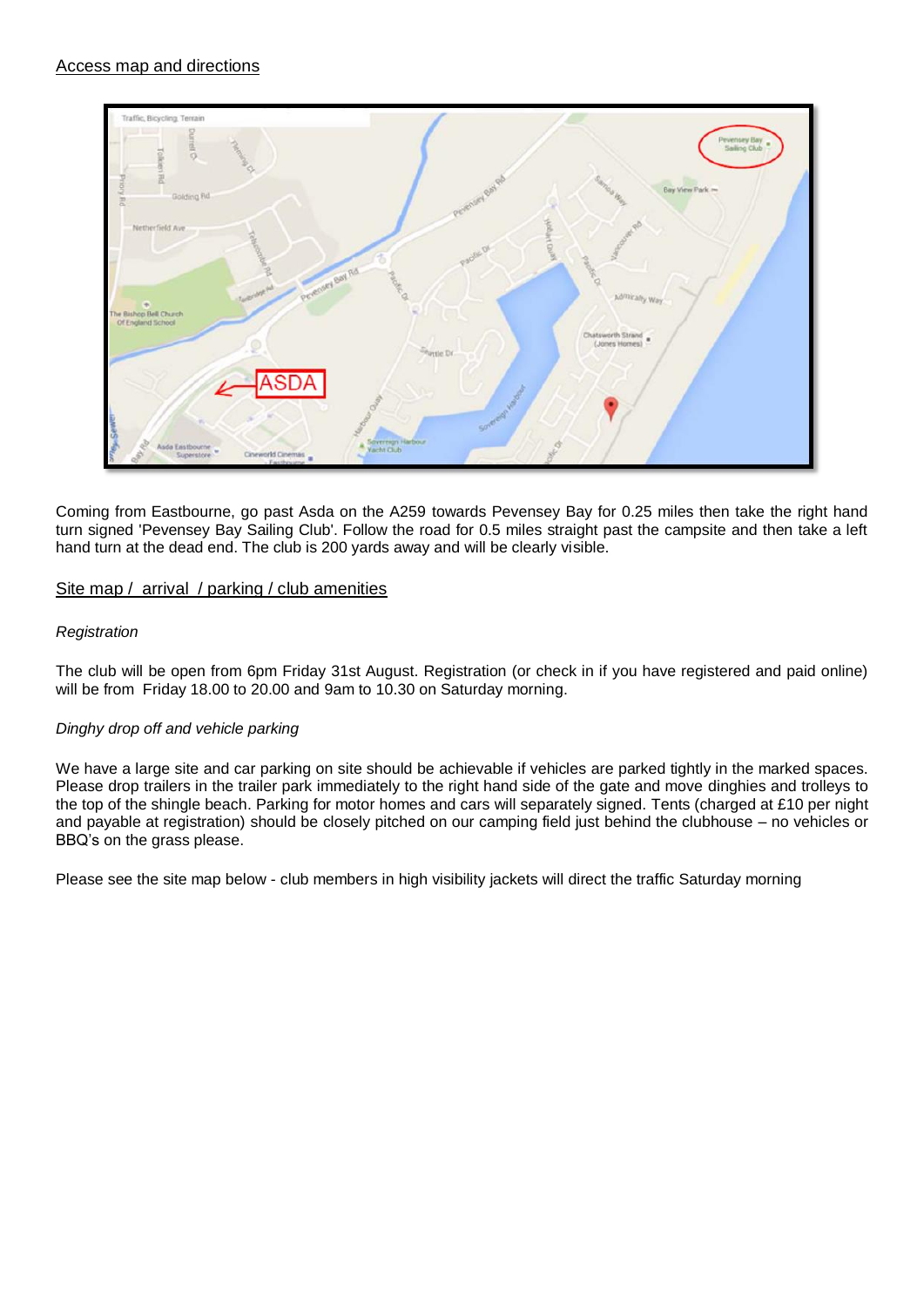## Access map and directions

Coming from Eastbourne, go past Asda on the A259 towards Pevensey Bay for 0.25 miles then take the right hand turn signed 'Pevensey Bay Sailing Club'. Follow the road for 0.5 miles straight past the campsite and then take a left hand turn at the dead end. The club is 200 yards away and will be clearly visible.

## Site map / arrival / parking / club amenities

*Registration*

The club will be open from 6pm Friday 31st August. Registration (or check in if you have registered and paid online) will be from Friday 18.00 to 20.00 and 9am to 10.30 on Saturday morning.

*Dinghy drop off and vehicle parking*

We have a large site and car parking on site should be achievable if vehicles are parked tightly in the marked spaces. Please drop trailers in the trailer park immediately to the right hand side of the gate and move dinghies and trolleys to the top of the shingle beach. Parking for motor homes and cars will separately signed. Tents (charged at £10 per night and payable at registration) should be closely pitched on our camping field just behind the clubhouse – no vehicles or BBQ's on the grass please.

Please see the site map below - club members in high visibility jackets will direct the traffic Saturday morning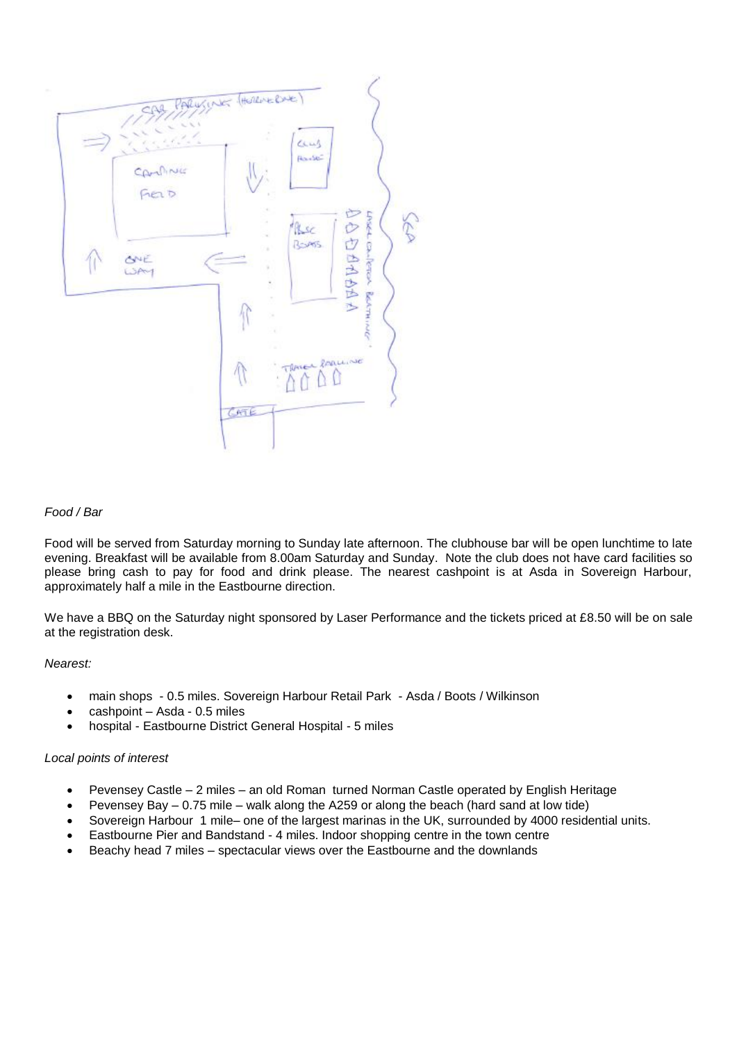*Food / Bar*

Food will be served from Saturday morning to Sunday late afternoon. The clubhouse bar will be open lunchtime to late evening. Breakfast will be available from 8.00am Saturday and Sunday. Note the club does not have card facilities so please bring cash to pay for food and drink please. The nearest cashpoint is at Asda in Sovereign Harbour, approximately half a mile in the Eastbourne direction.

We have a BBQ on the Saturday night sponsored by Laser Performance and the tickets priced at £8.50 will be on sale at the registration desk.

*Nearest:*

- main shops - 0.5 miles. Sovereign Harbour Retail Park - Asda / Boots / Wilkinson
- cashpoint – Asda - 0.5 miles
- hospital - Eastbourne District General Hospital - 5 miles

*Local points of interest*

- Pevensey Castle – 2 miles – an old Roman turned Norman Castle operated by English Heritage
- Pevensey Bay – 0.75 mile – walk along the A259 or along the beach (hard sand at low tide)
- Sovereign Harbour 1 mile– one of the largest marinas in the UK, surrounded by 4000 residential units.
- Eastbourne Pier and Bandstand - 4 miles. Indoor shopping centre in the town centre
- Beachy head 7 miles – spectacular views over the Eastbourne and the downlands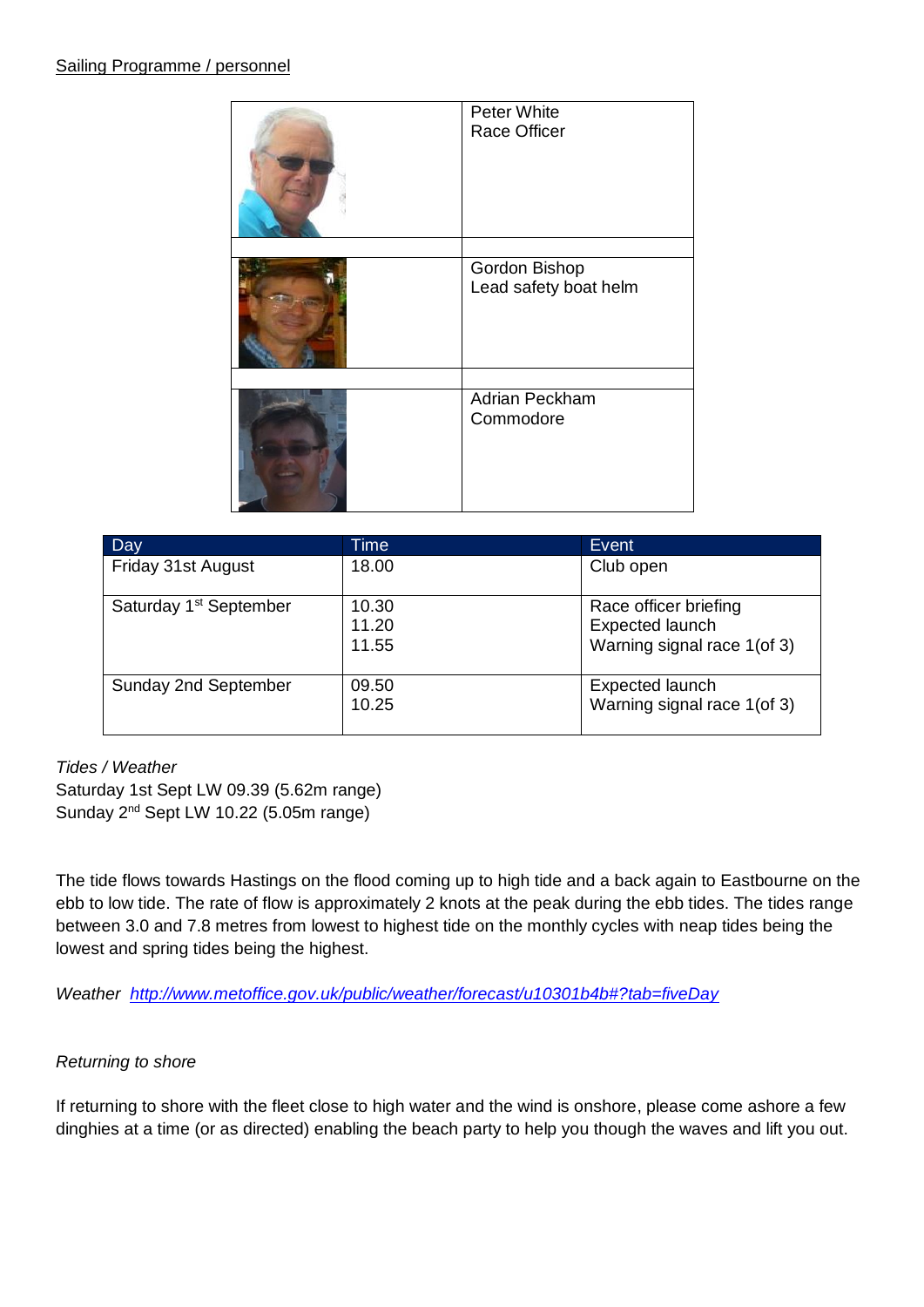Sailing Programme / personnel

| | |
|---|---|
| | Peter White<br>Race Officer |
| | |
| | Gordon Bishop<br>Lead safety boat helm |
| | |
| | Adrian Peckham<br>Commodore |

| Day | Time | Event |
|---|---|---|
| Friday 31st August | 18.00 | Club open |
| Saturday 1st September | 10.30<br>11.20<br>11.55 | Race officer briefing<br>Expected launch<br>Warning signal race 1(of 3) |
| Sunday 2nd September | 09.50<br>10.25 | Expected launch<br>Warning signal race 1(of 3) |

*Tides / Weather*
Saturday 1st Sept LW 09.39 (5.62m range)
Sunday 2nd Sept LW 10.22 (5.05m range)

The tide flows towards Hastings on the flood coming up to high tide and a back again to Eastbourne on the ebb to low tide. The rate of flow is approximately 2 knots at the peak during the ebb tides. The tides range between 3.0 and 7.8 metres from lowest to highest tide on the monthly cycles with neap tides being the lowest and spring tides being the highest.

*Weather* [http://www.metoffice.gov.uk/public/weather/forecast/u10301b4b#?tab=fiveDay](http://www.metoffice.gov.uk/public/weather/forecast/u10301b4b#?tab=fiveDay)

*Returning to shore*

If returning to shore with the fleet close to high water and the wind is onshore, please come ashore a few dinghies at a time (or as directed) enabling the beach party to help you though the waves and lift you out.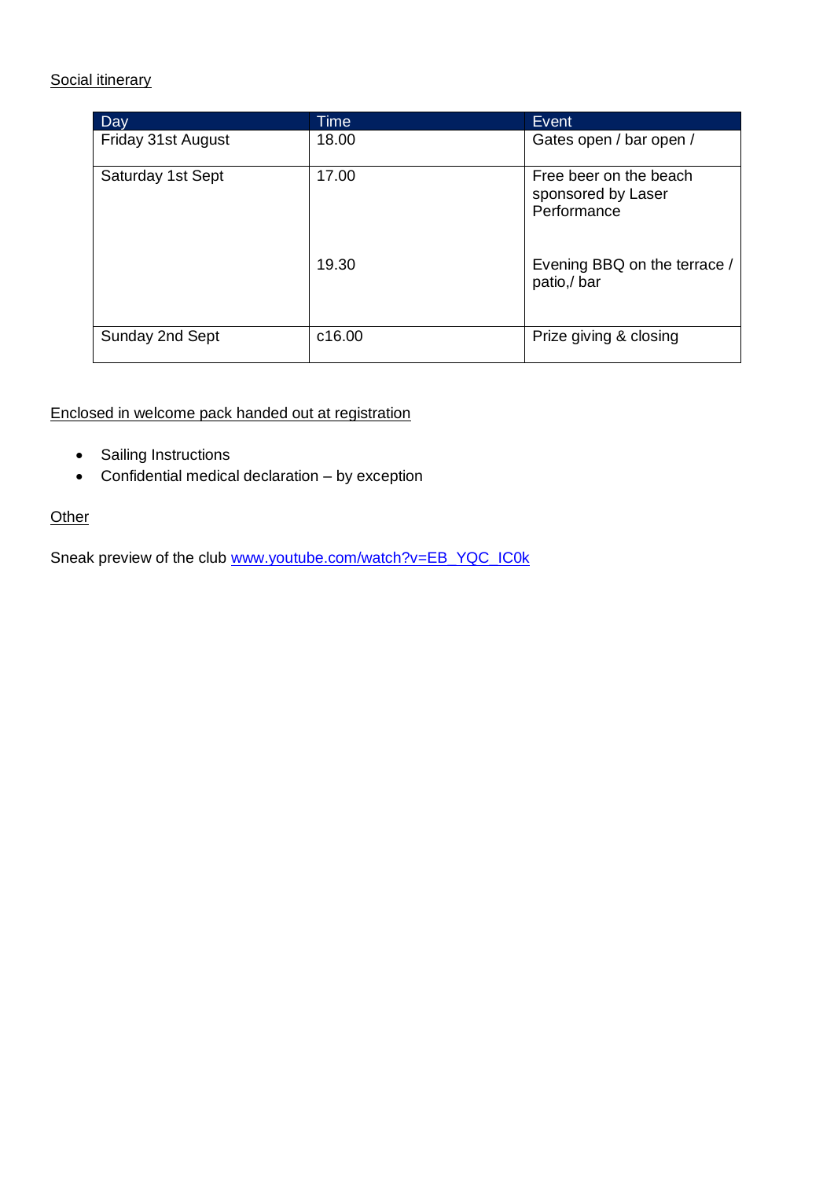Social itinerary

| Day | Time | Event |
|---|---|---|
| Friday 31st August | 18.00 | Gates open / bar open / |
| Saturday 1st Sept | 17.00<br><br>19.30 | Free beer on the beach sponsored by Laser Performance<br><br>Evening BBQ on the terrace / patio,/ bar |
| Sunday 2nd Sept | c16.00 | Prize giving & closing |

Enclosed in welcome pack handed out at registration

- Sailing Instructions
- Confidential medical declaration – by exception

Other

Sneak preview of the club [www.youtube.com/watch?v=EB_YQC_IC0k](http://www.youtube.com/watch?v=EB_YQC_IC0k)